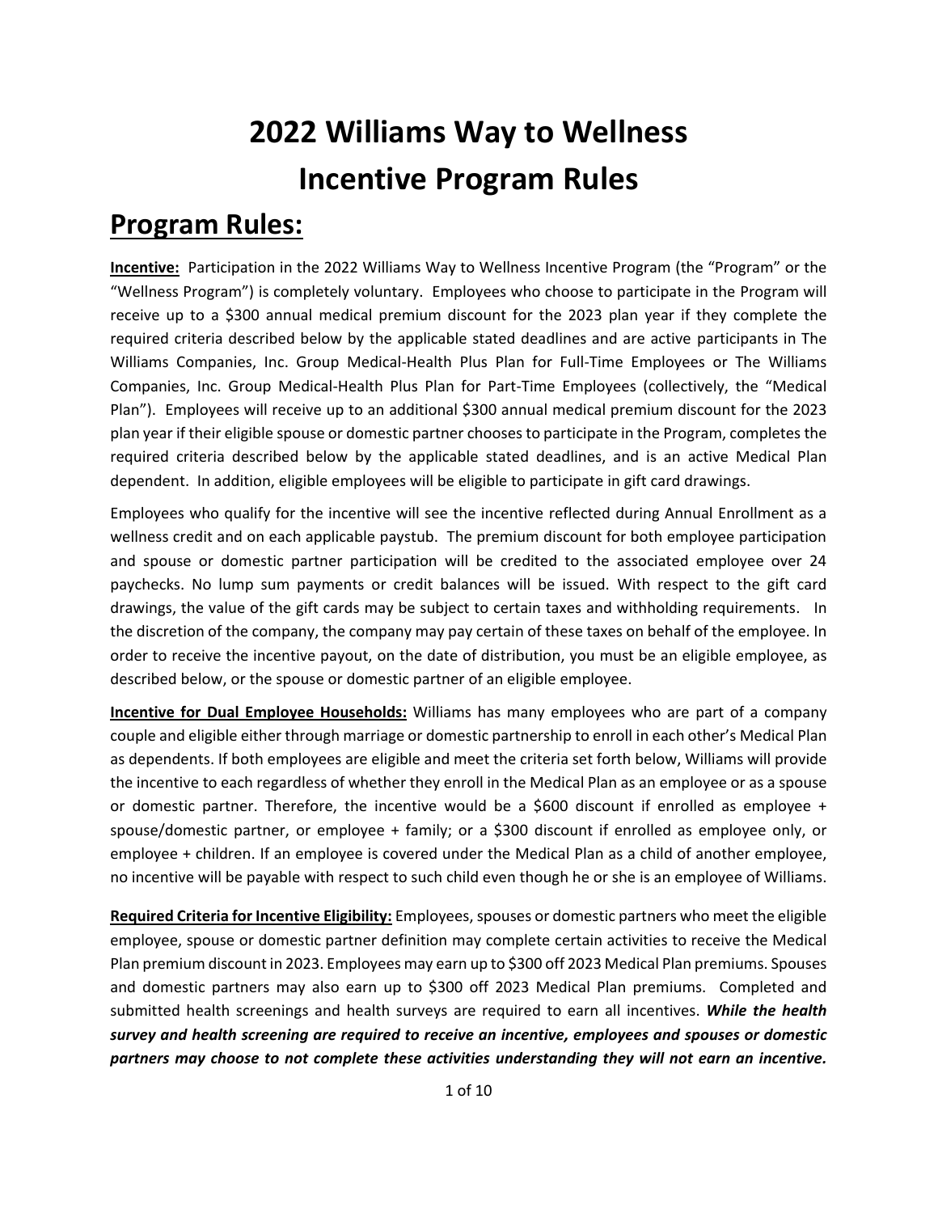# 2022 Williams Way to Wellness
# Incentive Program Rules

## Program Rules:

**Incentive:** Participation in the 2022 Williams Way to Wellness Incentive Program (the "Program" or the "Wellness Program") is completely voluntary. Employees who choose to participate in the Program will receive up to a $300 annual medical premium discount for the 2023 plan year if they complete the required criteria described below by the applicable stated deadlines and are active participants in The Williams Companies, Inc. Group Medical-Health Plus Plan for Full-Time Employees or The Williams Companies, Inc. Group Medical-Health Plus Plan for Part-Time Employees (collectively, the "Medical Plan"). Employees will receive up to an additional $300 annual medical premium discount for the 2023 plan year if their eligible spouse or domestic partner chooses to participate in the Program, completes the required criteria described below by the applicable stated deadlines, and is an active Medical Plan dependent. In addition, eligible employees will be eligible to participate in gift card drawings.

Employees who qualify for the incentive will see the incentive reflected during Annual Enrollment as a wellness credit and on each applicable paystub. The premium discount for both employee participation and spouse or domestic partner participation will be credited to the associated employee over 24 paychecks. No lump sum payments or credit balances will be issued. With respect to the gift card drawings, the value of the gift cards may be subject to certain taxes and withholding requirements. In the discretion of the company, the company may pay certain of these taxes on behalf of the employee. In order to receive the incentive payout, on the date of distribution, you must be an eligible employee, as described below, or the spouse or domestic partner of an eligible employee.

**Incentive for Dual Employee Households:** Williams has many employees who are part of a company couple and eligible either through marriage or domestic partnership to enroll in each other's Medical Plan as dependents. If both employees are eligible and meet the criteria set forth below, Williams will provide the incentive to each regardless of whether they enroll in the Medical Plan as an employee or as a spouse or domestic partner. Therefore, the incentive would be a $600 discount if enrolled as employee + spouse/domestic partner, or employee + family; or a $300 discount if enrolled as employee only, or employee + children. If an employee is covered under the Medical Plan as a child of another employee, no incentive will be payable with respect to such child even though he or she is an employee of Williams.

**Required Criteria for Incentive Eligibility:** Employees, spouses or domestic partners who meet the eligible employee, spouse or domestic partner definition may complete certain activities to receive the Medical Plan premium discount in 2023. Employees may earn up to $300 off 2023 Medical Plan premiums. Spouses and domestic partners may also earn up to $300 off 2023 Medical Plan premiums. Completed and submitted health screenings and health surveys are required to earn all incentives. ***While the health survey and health screening are required to receive an incentive, employees and spouses or domestic partners may choose to not complete these activities understanding they will not earn an incentive.***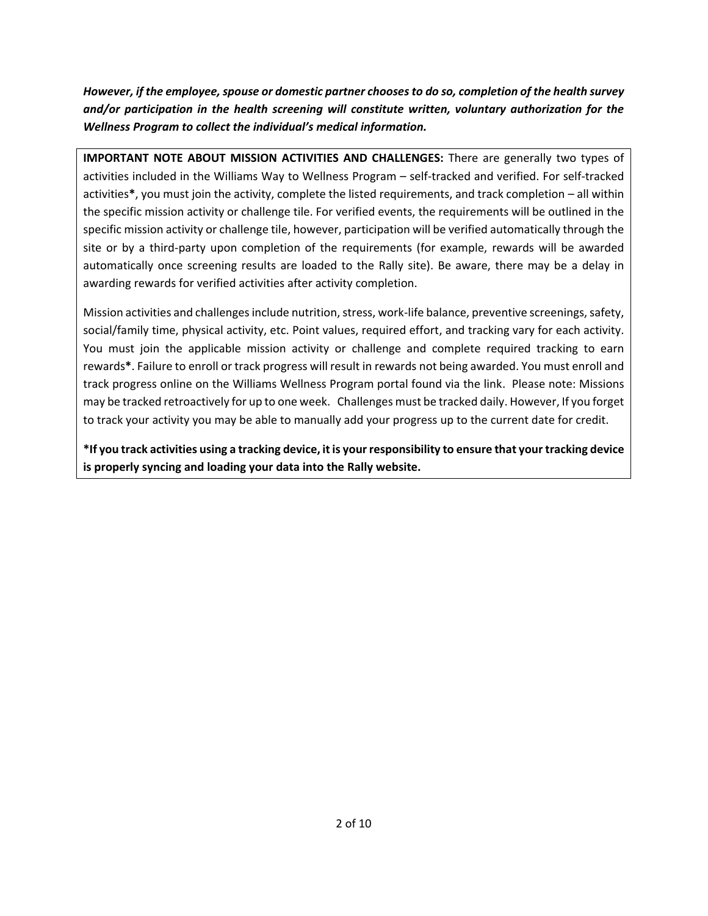***However, if the employee, spouse or domestic partner chooses to do so, completion of the health survey and/or participation in the health screening will constitute written, voluntary authorization for the Wellness Program to collect the individual's medical information.***

**IMPORTANT NOTE ABOUT MISSION ACTIVITIES AND CHALLENGES:** There are generally two types of activities included in the Williams Way to Wellness Program – self-tracked and verified. For self-tracked activities**\***, you must join the activity, complete the listed requirements, and track completion – all within the specific mission activity or challenge tile. For verified events, the requirements will be outlined in the specific mission activity or challenge tile, however, participation will be verified automatically through the site or by a third-party upon completion of the requirements (for example, rewards will be awarded automatically once screening results are loaded to the Rally site). Be aware, there may be a delay in awarding rewards for verified activities after activity completion.

Mission activities and challenges include nutrition, stress, work-life balance, preventive screenings, safety, social/family time, physical activity, etc. Point values, required effort, and tracking vary for each activity. You must join the applicable mission activity or challenge and complete required tracking to earn rewards**\***. Failure to enroll or track progress will result in rewards not being awarded. You must enroll and track progress online on the Williams Wellness Program portal found via the link. Please note: Missions may be tracked retroactively for up to one week. Challenges must be tracked daily. However, If you forget to track your activity you may be able to manually add your progress up to the current date for credit.

**\*If you track activities using a tracking device, it is your responsibility to ensure that your tracking device is properly syncing and loading your data into the Rally website.**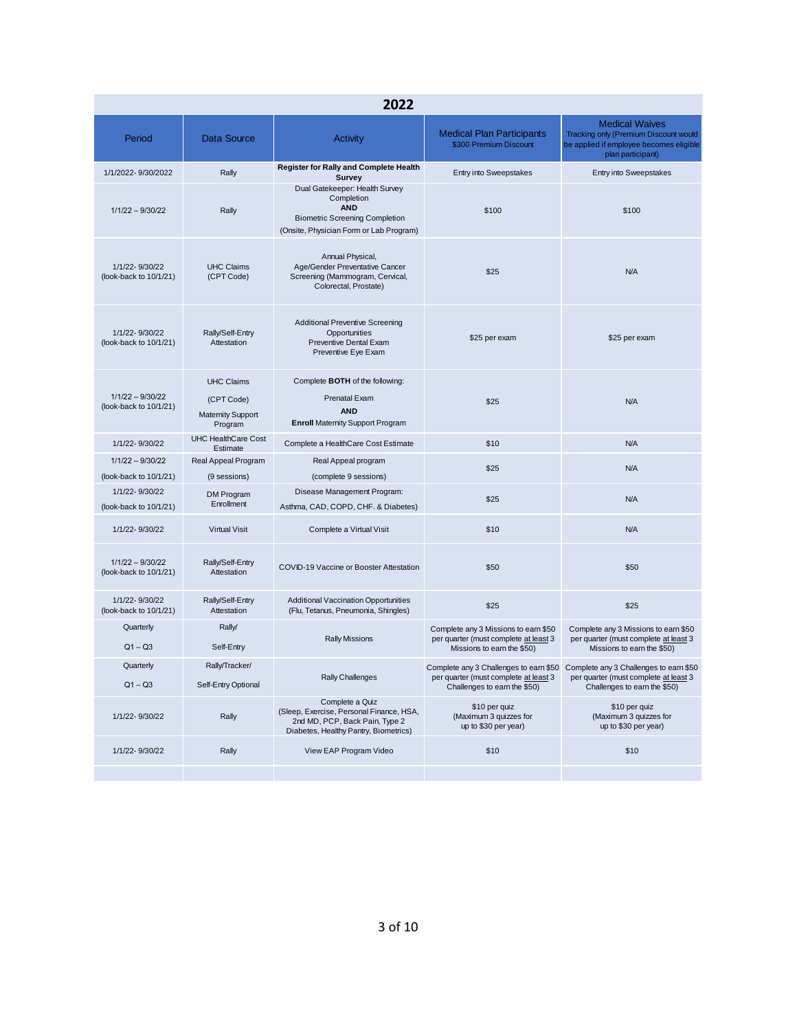## 2022

| Period | Data Source | Activity | Medical Plan Participants<br>$300 Premium Discount | Medical Waives<br>Tracking only (Premium Discount would be applied if employee becomes eligible plan participant) |
|---|---|---|---|---|
| 1/1/2022- 9/30/2022 | Rally | **Register for Rally and Complete Health Survey** | Entry into Sweepstakes | Entry into Sweepstakes |
| 1/1/22 – 9/30/22 | Rally | Dual Gatekeeper: Health Survey Completion **AND** Biometric Screening Completion (Onsite, Physician Form or Lab Program) | $100 | $100 |
| 1/1/22- 9/30/22 (look-back to 10/1/21) | UHC Claims (CPT Code) | Annual Physical, Age/Gender Preventative Cancer Screening (Mammogram, Cervical, Colorectal, Prostate) | $25 | N/A |
| 1/1/22- 9/30/22 (look-back to 10/1/21) | Rally/Self-Entry Attestation | Additional Preventive Screening Opportunities<br>Preventive Dental Exam<br>Preventive Eye Exam | $25 per exam | $25 per exam |
| 1/1/22 – 9/30/22 (look-back to 10/1/21) | UHC Claims (CPT Code)<br>Maternity Support Program | Complete **BOTH** of the following:<br>Prenatal Exam **AND** **Enroll** Maternity Support Program | $25 | N/A |
| 1/1/22- 9/30/22 | UHC HealthCare Cost Estimate | Complete a HealthCare Cost Estimate | $10 | N/A |
| 1/1/22 – 9/30/22 (look-back to 10/1/21) | Real Appeal Program (9 sessions) | Real Appeal program (complete 9 sessions) | $25 | N/A |
| 1/1/22- 9/30/22 (look-back to 10/1/21) | DM Program Enrollment | Disease Management Program: Asthma, CAD, COPD, CHF. & Diabetes) | $25 | N/A |
| 1/1/22- 9/30/22 | Virtual Visit | Complete a Virtual Visit | $10 | N/A |
| 1/1/22 – 9/30/22 (look-back to 10/1/21) | Rally/Self-Entry Attestation | COVID-19 Vaccine or Booster Attestation | $50 | $50 |
| 1/1/22- 9/30/22 (look-back to 10/1/21) | Rally/Self-Entry Attestation | Additional Vaccination Opportunities (Flu, Tetanus, Pneumonia, Shingles) | $25 | $25 |
| Quarterly<br>Q1 – Q3 | Rally/<br>Self-Entry | Rally Missions | Complete any 3 Missions to earn $50 per quarter (must complete at least 3 Missions to earn the $50) | Complete any 3 Missions to earn $50 per quarter (must complete at least 3 Missions to earn the $50) |
| Quarterly<br>Q1 – Q3 | Rally/Tracker/<br>Self-Entry Optional | Rally Challenges | Complete any 3 Challenges to earn $50 per quarter (must complete at least 3 Challenges to earn the $50) | Complete any 3 Challenges to earn $50 per quarter (must complete at least 3 Challenges to earn the $50) |
| 1/1/22- 9/30/22 | Rally | Complete a Quiz (Sleep, Exercise, Personal Finance, HSA, 2nd MD, PCP, Back Pain, Type 2 Diabetes, Healthy Pantry, Biometrics) | $10 per quiz (Maximum 3 quizzes for up to $30 per year) | $10 per quiz (Maximum 3 quizzes for up to $30 per year) |
| 1/1/22- 9/30/22 | Rally | View EAP Program Video | $10 | $10 |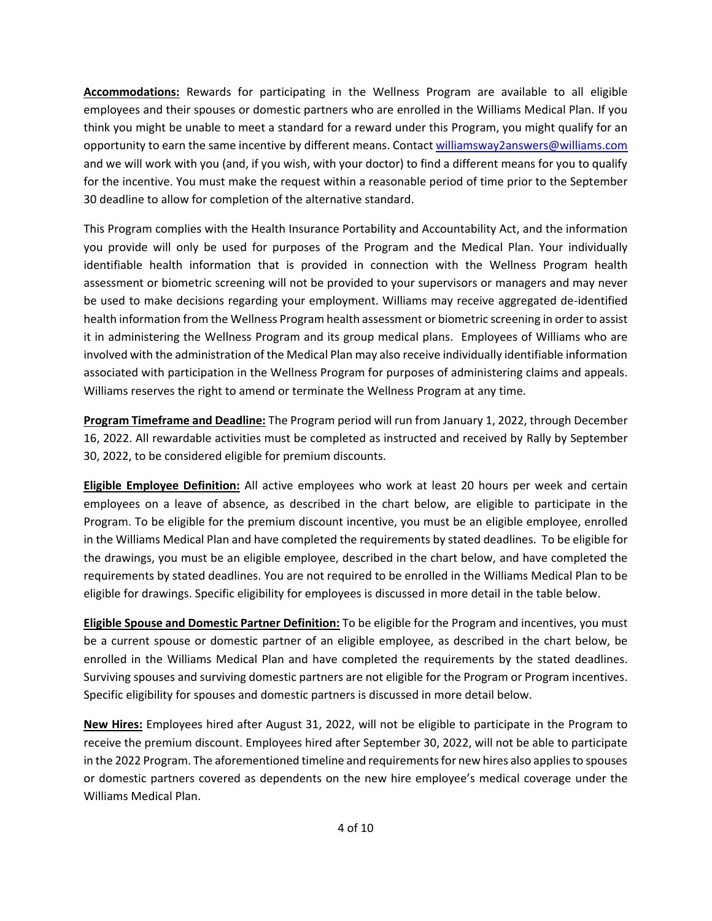**Accommodations:** Rewards for participating in the Wellness Program are available to all eligible employees and their spouses or domestic partners who are enrolled in the Williams Medical Plan. If you think you might be unable to meet a standard for a reward under this Program, you might qualify for an opportunity to earn the same incentive by different means. Contact williamsway2answers@williams.com and we will work with you (and, if you wish, with your doctor) to find a different means for you to qualify for the incentive. You must make the request within a reasonable period of time prior to the September 30 deadline to allow for completion of the alternative standard.

This Program complies with the Health Insurance Portability and Accountability Act, and the information you provide will only be used for purposes of the Program and the Medical Plan. Your individually identifiable health information that is provided in connection with the Wellness Program health assessment or biometric screening will not be provided to your supervisors or managers and may never be used to make decisions regarding your employment. Williams may receive aggregated de-identified health information from the Wellness Program health assessment or biometric screening in order to assist it in administering the Wellness Program and its group medical plans. Employees of Williams who are involved with the administration of the Medical Plan may also receive individually identifiable information associated with participation in the Wellness Program for purposes of administering claims and appeals. Williams reserves the right to amend or terminate the Wellness Program at any time.

**Program Timeframe and Deadline:** The Program period will run from January 1, 2022, through December 16, 2022. All rewardable activities must be completed as instructed and received by Rally by September 30, 2022, to be considered eligible for premium discounts.

**Eligible Employee Definition:** All active employees who work at least 20 hours per week and certain employees on a leave of absence, as described in the chart below, are eligible to participate in the Program. To be eligible for the premium discount incentive, you must be an eligible employee, enrolled in the Williams Medical Plan and have completed the requirements by stated deadlines. To be eligible for the drawings, you must be an eligible employee, described in the chart below, and have completed the requirements by stated deadlines. You are not required to be enrolled in the Williams Medical Plan to be eligible for drawings. Specific eligibility for employees is discussed in more detail in the table below.

**Eligible Spouse and Domestic Partner Definition:** To be eligible for the Program and incentives, you must be a current spouse or domestic partner of an eligible employee, as described in the chart below, be enrolled in the Williams Medical Plan and have completed the requirements by the stated deadlines. Surviving spouses and surviving domestic partners are not eligible for the Program or Program incentives. Specific eligibility for spouses and domestic partners is discussed in more detail below.

**New Hires:** Employees hired after August 31, 2022, will not be eligible to participate in the Program to receive the premium discount. Employees hired after September 30, 2022, will not be able to participate in the 2022 Program. The aforementioned timeline and requirements for new hires also applies to spouses or domestic partners covered as dependents on the new hire employee's medical coverage under the Williams Medical Plan.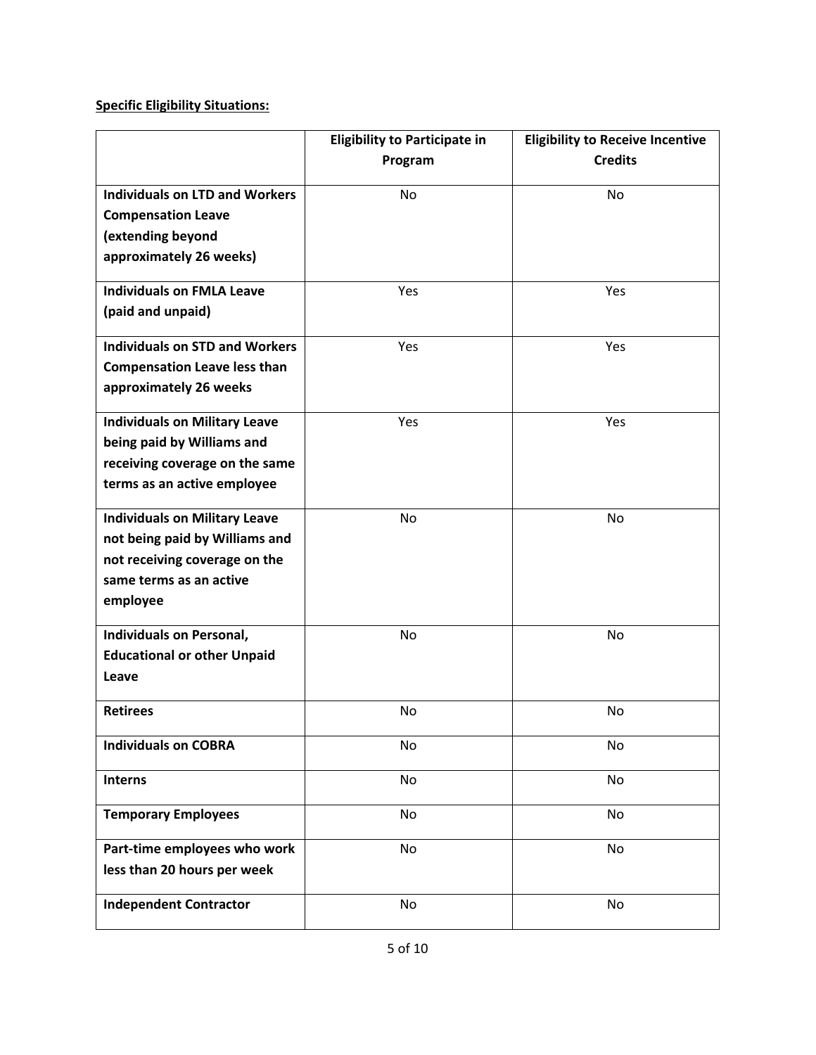**Specific Eligibility Situations:**

| | Eligibility to Participate in Program | Eligibility to Receive Incentive Credits |
|---|---|---|
| **Individuals on LTD and Workers Compensation Leave (extending beyond approximately 26 weeks)** | No | No |
| **Individuals on FMLA Leave (paid and unpaid)** | Yes | Yes |
| **Individuals on STD and Workers Compensation Leave less than approximately 26 weeks** | Yes | Yes |
| **Individuals on Military Leave being paid by Williams and receiving coverage on the same terms as an active employee** | Yes | Yes |
| **Individuals on Military Leave not being paid by Williams and not receiving coverage on the same terms as an active employee** | No | No |
| **Individuals on Personal, Educational or other Unpaid Leave** | No | No |
| **Retirees** | No | No |
| **Individuals on COBRA** | No | No |
| **Interns** | No | No |
| **Temporary Employees** | No | No |
| **Part-time employees who work less than 20 hours per week** | No | No |
| **Independent Contractor** | No | No |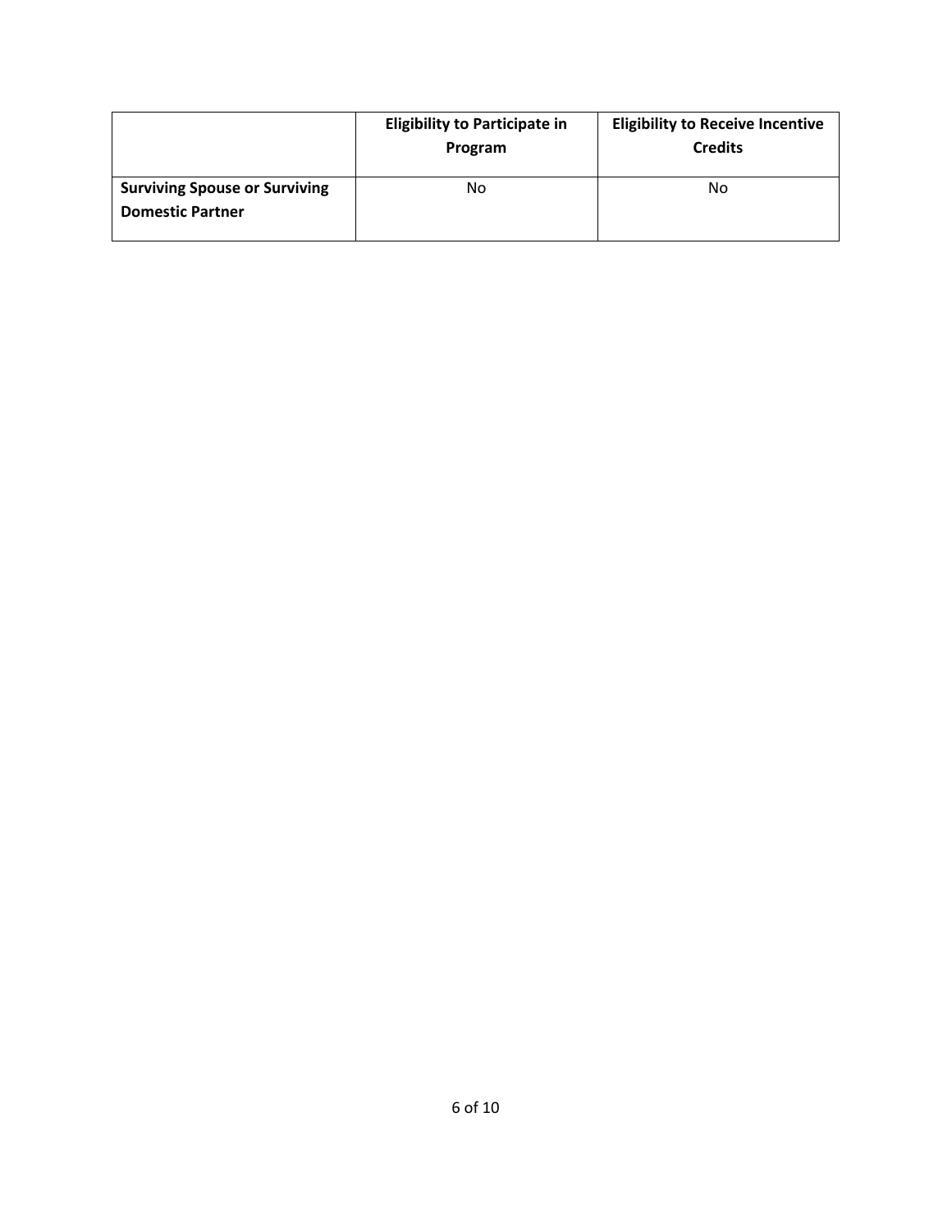| | **Eligibility to Participate in Program** | **Eligibility to Receive Incentive Credits** |
|---|---|---|
| **Surviving Spouse or Surviving Domestic Partner** | No | No |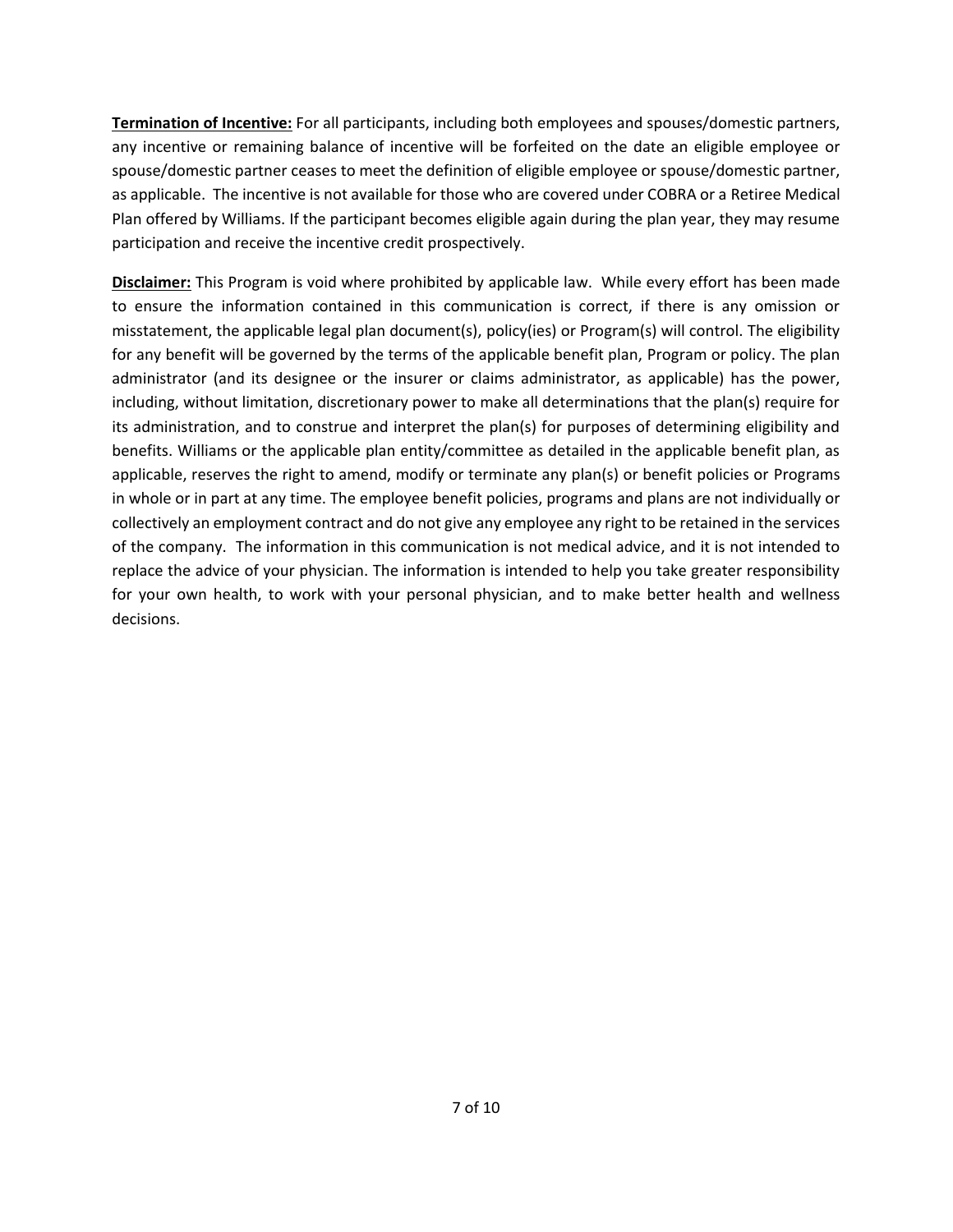**Termination of Incentive:** For all participants, including both employees and spouses/domestic partners, any incentive or remaining balance of incentive will be forfeited on the date an eligible employee or spouse/domestic partner ceases to meet the definition of eligible employee or spouse/domestic partner, as applicable. The incentive is not available for those who are covered under COBRA or a Retiree Medical Plan offered by Williams. If the participant becomes eligible again during the plan year, they may resume participation and receive the incentive credit prospectively.

**Disclaimer:** This Program is void where prohibited by applicable law. While every effort has been made to ensure the information contained in this communication is correct, if there is any omission or misstatement, the applicable legal plan document(s), policy(ies) or Program(s) will control. The eligibility for any benefit will be governed by the terms of the applicable benefit plan, Program or policy. The plan administrator (and its designee or the insurer or claims administrator, as applicable) has the power, including, without limitation, discretionary power to make all determinations that the plan(s) require for its administration, and to construe and interpret the plan(s) for purposes of determining eligibility and benefits. Williams or the applicable plan entity/committee as detailed in the applicable benefit plan, as applicable, reserves the right to amend, modify or terminate any plan(s) or benefit policies or Programs in whole or in part at any time. The employee benefit policies, programs and plans are not individually or collectively an employment contract and do not give any employee any right to be retained in the services of the company. The information in this communication is not medical advice, and it is not intended to replace the advice of your physician. The information is intended to help you take greater responsibility for your own health, to work with your personal physician, and to make better health and wellness decisions.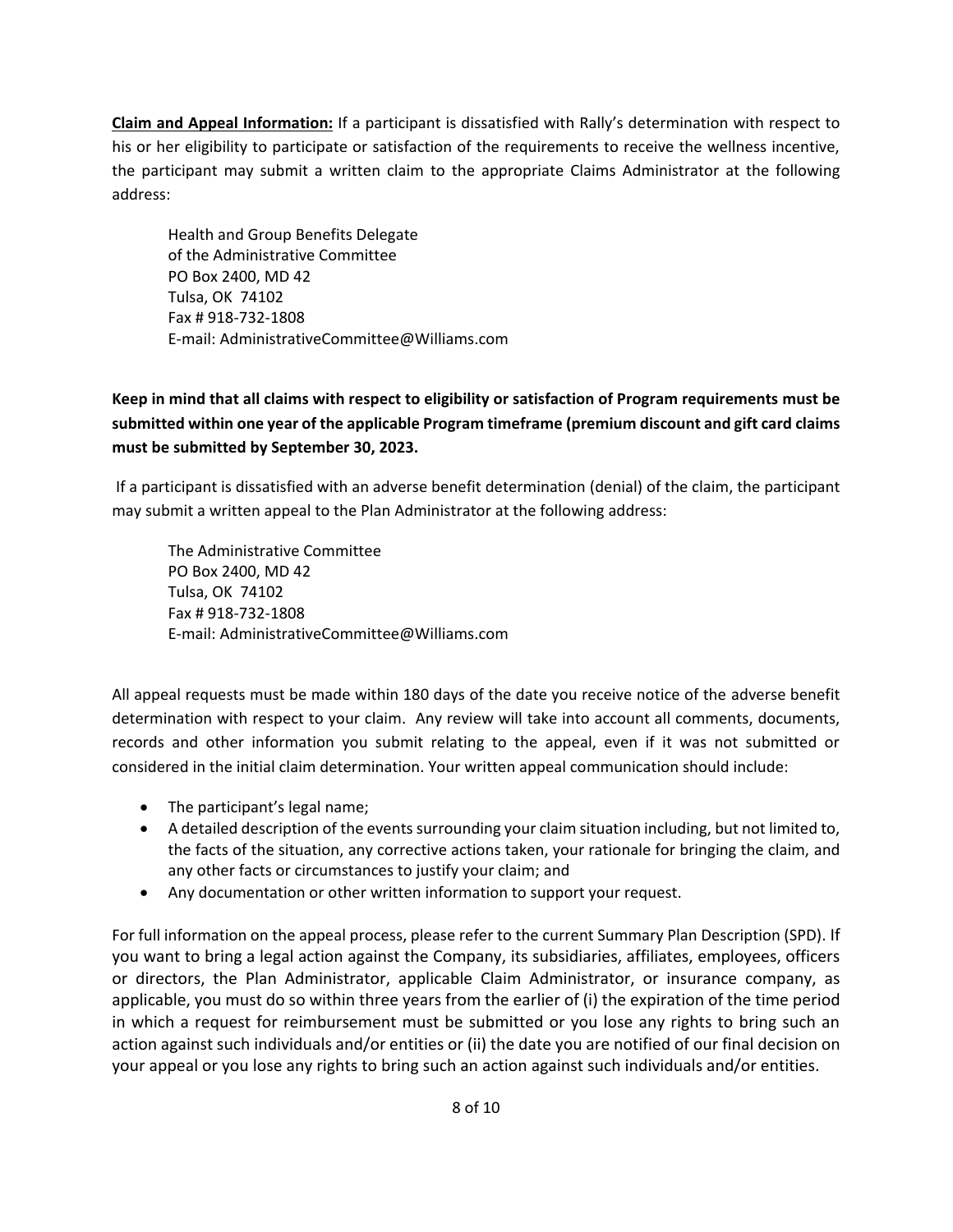**Claim and Appeal Information:** If a participant is dissatisfied with Rally's determination with respect to his or her eligibility to participate or satisfaction of the requirements to receive the wellness incentive, the participant may submit a written claim to the appropriate Claims Administrator at the following address:

Health and Group Benefits Delegate
of the Administrative Committee
PO Box 2400, MD 42
Tulsa, OK 74102
Fax # 918-732-1808
E-mail: AdministrativeCommittee@Williams.com

**Keep in mind that all claims with respect to eligibility or satisfaction of Program requirements must be submitted within one year of the applicable Program timeframe (premium discount and gift card claims must be submitted by September 30, 2023.**

If a participant is dissatisfied with an adverse benefit determination (denial) of the claim, the participant may submit a written appeal to the Plan Administrator at the following address:

The Administrative Committee
PO Box 2400, MD 42
Tulsa, OK 74102
Fax # 918-732-1808
E-mail: AdministrativeCommittee@Williams.com

All appeal requests must be made within 180 days of the date you receive notice of the adverse benefit determination with respect to your claim. Any review will take into account all comments, documents, records and other information you submit relating to the appeal, even if it was not submitted or considered in the initial claim determination. Your written appeal communication should include:

- The participant's legal name;
- A detailed description of the events surrounding your claim situation including, but not limited to, the facts of the situation, any corrective actions taken, your rationale for bringing the claim, and any other facts or circumstances to justify your claim; and
- Any documentation or other written information to support your request.

For full information on the appeal process, please refer to the current Summary Plan Description (SPD). If you want to bring a legal action against the Company, its subsidiaries, affiliates, employees, officers or directors, the Plan Administrator, applicable Claim Administrator, or insurance company, as applicable, you must do so within three years from the earlier of (i) the expiration of the time period in which a request for reimbursement must be submitted or you lose any rights to bring such an action against such individuals and/or entities or (ii) the date you are notified of our final decision on your appeal or you lose any rights to bring such an action against such individuals and/or entities.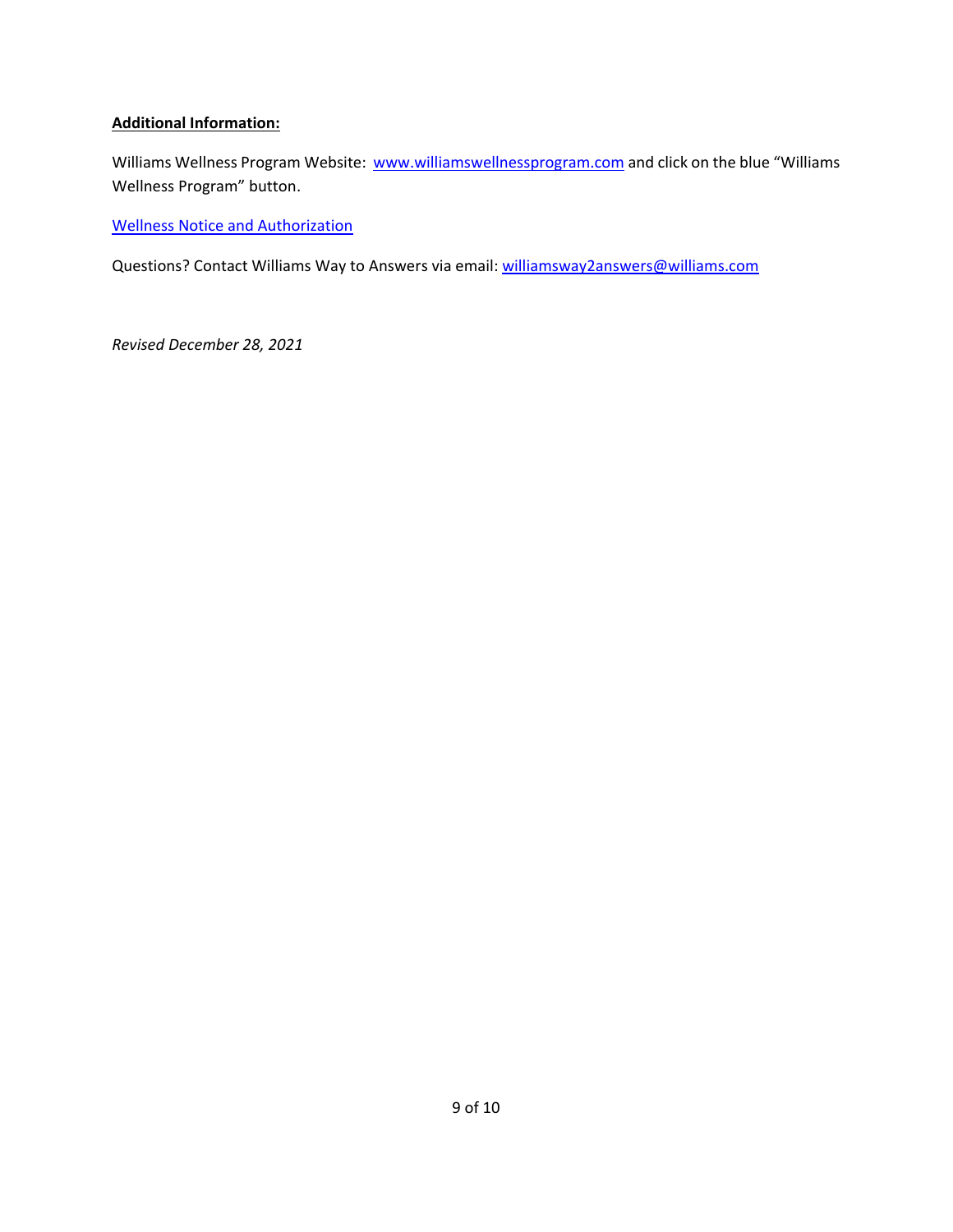**Additional Information:**

Williams Wellness Program Website: www.williamswellnessprogram.com and click on the blue "Williams Wellness Program" button.

Wellness Notice and Authorization

Questions? Contact Williams Way to Answers via email: williamsway2answers@williams.com

*Revised December 28, 2021*